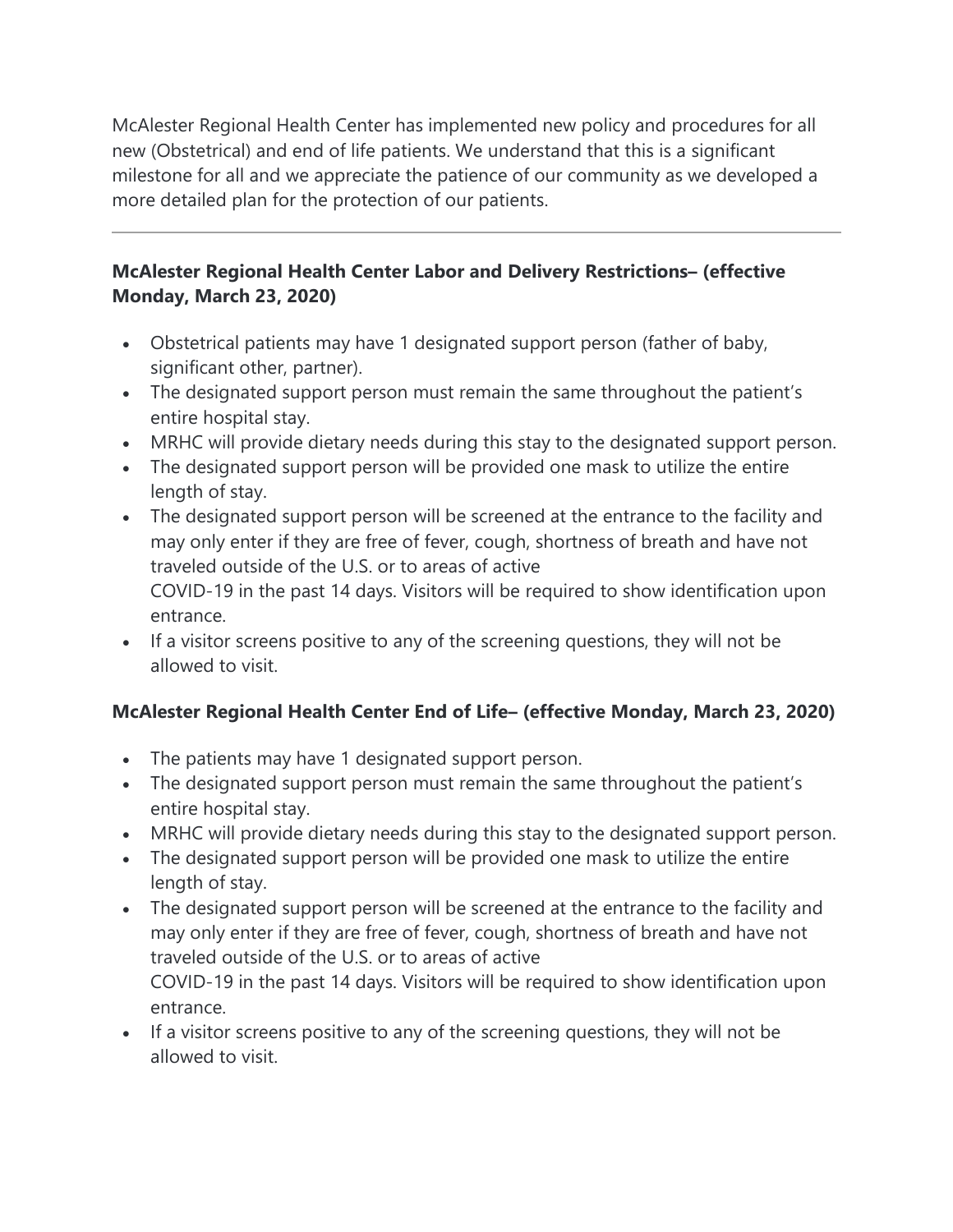McAlester Regional Health Center has implemented new policy and procedures for all new (Obstetrical) and end of life patients. We understand that this is a significant milestone for all and we appreciate the patience of our community as we developed a more detailed plan for the protection of our patients.

---

**McAlester Regional Health Center Labor and Delivery Restrictions– (effective Monday, March 23, 2020)**

- Obstetrical patients may have 1 designated support person (father of baby, significant other, partner).
- The designated support person must remain the same throughout the patient's entire hospital stay.
- MRHC will provide dietary needs during this stay to the designated support person.
- The designated support person will be provided one mask to utilize the entire length of stay.
- The designated support person will be screened at the entrance to the facility and may only enter if they are free of fever, cough, shortness of breath and have not traveled outside of the U.S. or to areas of active COVID-19 in the past 14 days. Visitors will be required to show identification upon entrance.
- If a visitor screens positive to any of the screening questions, they will not be allowed to visit.

**McAlester Regional Health Center End of Life– (effective Monday, March 23, 2020)**

- The patients may have 1 designated support person.
- The designated support person must remain the same throughout the patient's entire hospital stay.
- MRHC will provide dietary needs during this stay to the designated support person.
- The designated support person will be provided one mask to utilize the entire length of stay.
- The designated support person will be screened at the entrance to the facility and may only enter if they are free of fever, cough, shortness of breath and have not traveled outside of the U.S. or to areas of active COVID-19 in the past 14 days. Visitors will be required to show identification upon entrance.
- If a visitor screens positive to any of the screening questions, they will not be allowed to visit.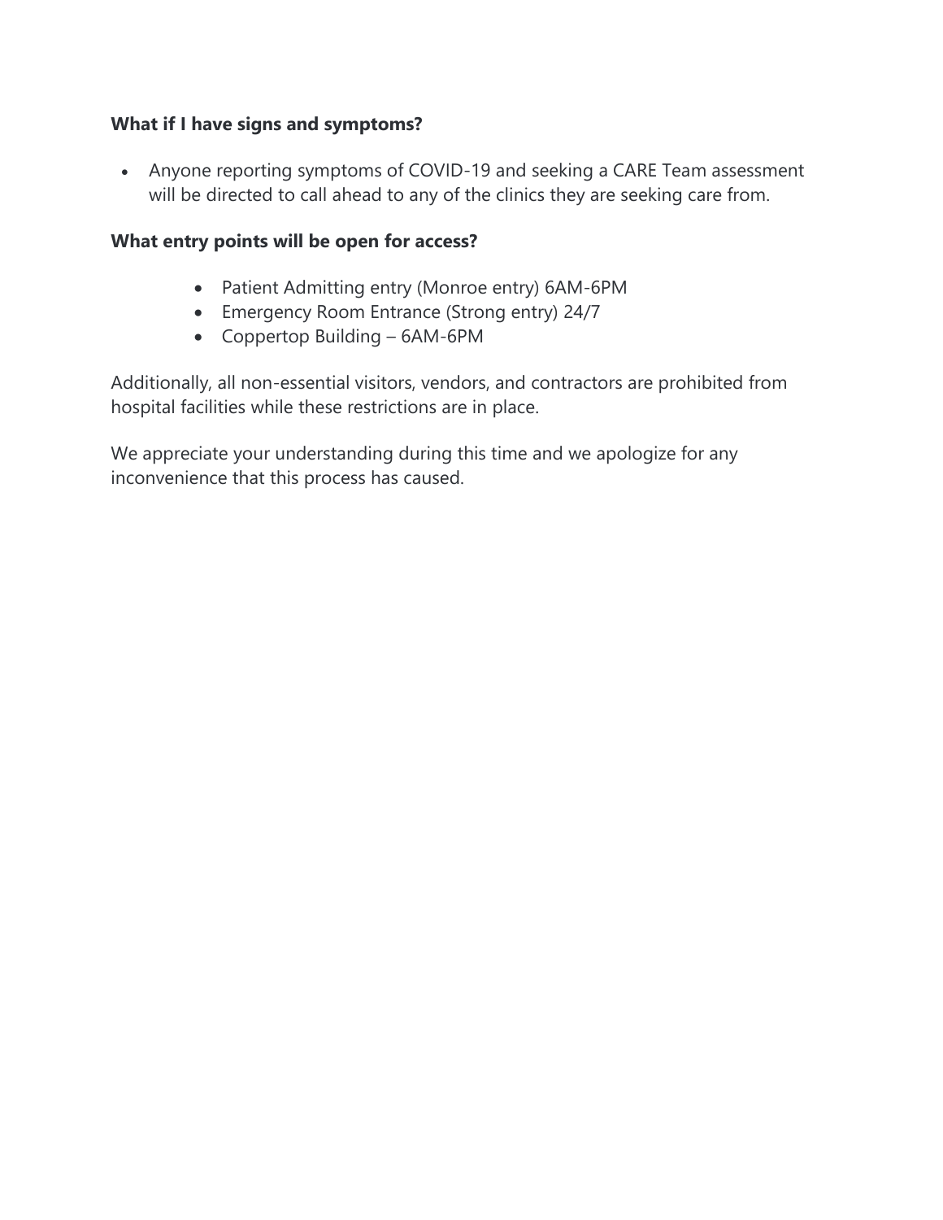**What if I have signs and symptoms?**

- Anyone reporting symptoms of COVID-19 and seeking a CARE Team assessment will be directed to call ahead to any of the clinics they are seeking care from.

**What entry points will be open for access?**

- Patient Admitting entry (Monroe entry) 6AM-6PM
- Emergency Room Entrance (Strong entry) 24/7
- Coppertop Building – 6AM-6PM

Additionally, all non-essential visitors, vendors, and contractors are prohibited from hospital facilities while these restrictions are in place.

We appreciate your understanding during this time and we apologize for any inconvenience that this process has caused.